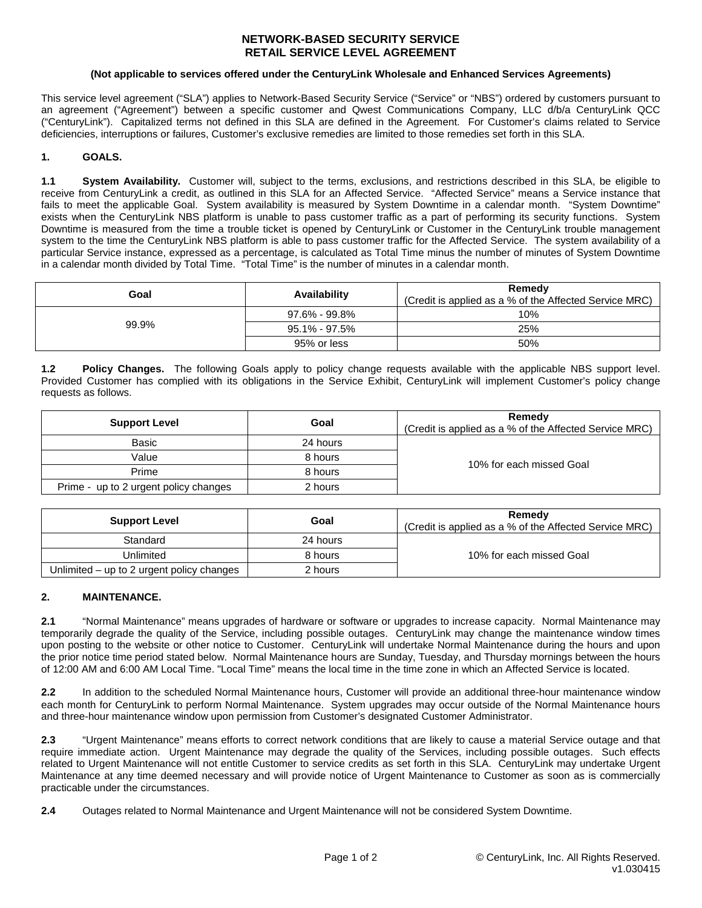# NETWORK-BASED SECURITY SERVICE
# RETAIL SERVICE LEVEL AGREEMENT

**(Not applicable to services offered under the CenturyLink Wholesale and Enhanced Services Agreements)**

This service level agreement ("SLA") applies to Network-Based Security Service ("Service" or "NBS") ordered by customers pursuant to an agreement ("Agreement") between a specific customer and Qwest Communications Company, LLC d/b/a CenturyLink QCC ("CenturyLink"). Capitalized terms not defined in this SLA are defined in the Agreement. For Customer's claims related to Service deficiencies, interruptions or failures, Customer's exclusive remedies are limited to those remedies set forth in this SLA.

## 1. GOALS.

**1.1 System Availability.** Customer will, subject to the terms, exclusions, and restrictions described in this SLA, be eligible to receive from CenturyLink a credit, as outlined in this SLA for an Affected Service. "Affected Service" means a Service instance that fails to meet the applicable Goal. System availability is measured by System Downtime in a calendar month. "System Downtime" exists when the CenturyLink NBS platform is unable to pass customer traffic as a part of performing its security functions. System Downtime is measured from the time a trouble ticket is opened by CenturyLink or Customer in the CenturyLink trouble management system to the time the CenturyLink NBS platform is able to pass customer traffic for the Affected Service. The system availability of a particular Service instance, expressed as a percentage, is calculated as Total Time minus the number of minutes of System Downtime in a calendar month divided by Total Time. "Total Time" is the number of minutes in a calendar month.

| Goal | Availability | Remedy (Credit is applied as a % of the Affected Service MRC) |
|---|---|---|
| 99.9% | 97.6% - 99.8% | 10% |
| | 95.1% - 97.5% | 25% |
| | 95% or less | 50% |

**1.2 Policy Changes.** The following Goals apply to policy change requests available with the applicable NBS support level. Provided Customer has complied with its obligations in the Service Exhibit, CenturyLink will implement Customer's policy change requests as follows.

| Support Level | Goal | Remedy (Credit is applied as a % of the Affected Service MRC) |
|---|---|---|
| Basic | 24 hours | 10% for each missed Goal |
| Value | 8 hours | |
| Prime | 8 hours | |
| Prime - up to 2 urgent policy changes | 2 hours | |

| Support Level | Goal | Remedy (Credit is applied as a % of the Affected Service MRC) |
|---|---|---|
| Standard | 24 hours | 10% for each missed Goal |
| Unlimited | 8 hours | |
| Unlimited – up to 2 urgent policy changes | 2 hours | |

## 2. MAINTENANCE.

**2.1** "Normal Maintenance" means upgrades of hardware or software or upgrades to increase capacity. Normal Maintenance may temporarily degrade the quality of the Service, including possible outages. CenturyLink may change the maintenance window times upon posting to the website or other notice to Customer. CenturyLink will undertake Normal Maintenance during the hours and upon the prior notice time period stated below. Normal Maintenance hours are Sunday, Tuesday, and Thursday mornings between the hours of 12:00 AM and 6:00 AM Local Time. "Local Time" means the local time in the time zone in which an Affected Service is located.

**2.2** In addition to the scheduled Normal Maintenance hours, Customer will provide an additional three-hour maintenance window each month for CenturyLink to perform Normal Maintenance. System upgrades may occur outside of the Normal Maintenance hours and three-hour maintenance window upon permission from Customer's designated Customer Administrator.

**2.3** "Urgent Maintenance" means efforts to correct network conditions that are likely to cause a material Service outage and that require immediate action. Urgent Maintenance may degrade the quality of the Service, including possible outages. Such effects related to Urgent Maintenance will not entitle Customer to service credits as set forth in this SLA. CenturyLink may undertake Urgent Maintenance at any time deemed necessary and will provide notice of Urgent Maintenance to Customer as soon as is commercially practicable under the circumstances.

**2.4** Outages related to Normal Maintenance and Urgent Maintenance will not be considered System Downtime.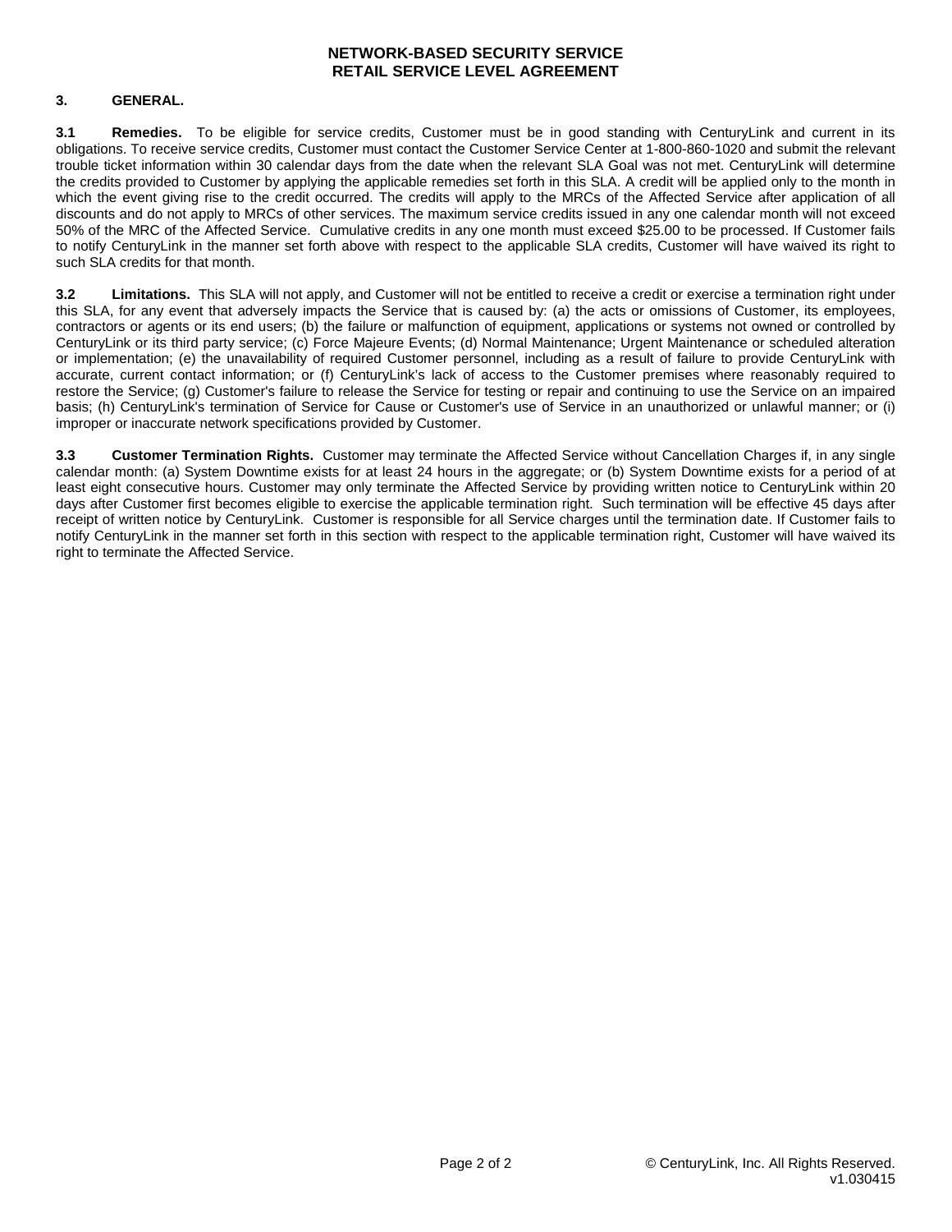### 3. GENERAL.

**3.1 Remedies.** To be eligible for service credits, Customer must be in good standing with CenturyLink and current in its obligations. To receive service credits, Customer must contact the Customer Service Center at 1-800-860-1020 and submit the relevant trouble ticket information within 30 calendar days from the date when the relevant SLA Goal was not met. CenturyLink will determine the credits provided to Customer by applying the applicable remedies set forth in this SLA. A credit will be applied only to the month in which the event giving rise to the credit occurred. The credits will apply to the MRCs of the Affected Service after application of all discounts and do not apply to MRCs of other services. The maximum service credits issued in any one calendar month will not exceed 50% of the MRC of the Affected Service. Cumulative credits in any one month must exceed $25.00 to be processed. If Customer fails to notify CenturyLink in the manner set forth above with respect to the applicable SLA credits, Customer will have waived its right to such SLA credits for that month.

**3.2 Limitations.** This SLA will not apply, and Customer will not be entitled to receive a credit or exercise a termination right under this SLA, for any event that adversely impacts the Service that is caused by: (a) the acts or omissions of Customer, its employees, contractors or agents or its end users; (b) the failure or malfunction of equipment, applications or systems not owned or controlled by CenturyLink or its third party service; (c) Force Majeure Events; (d) Normal Maintenance; Urgent Maintenance or scheduled alteration or implementation; (e) the unavailability of required Customer personnel, including as a result of failure to provide CenturyLink with accurate, current contact information; or (f) CenturyLink's lack of access to the Customer premises where reasonably required to restore the Service; (g) Customer's failure to release the Service for testing or repair and continuing to use the Service on an impaired basis; (h) CenturyLink's termination of Service for Cause or Customer's use of Service in an unauthorized or unlawful manner; or (i) improper or inaccurate network specifications provided by Customer.

**3.3 Customer Termination Rights.** Customer may terminate the Affected Service without Cancellation Charges if, in any single calendar month: (a) System Downtime exists for at least 24 hours in the aggregate; or (b) System Downtime exists for a period of at least eight consecutive hours. Customer may only terminate the Affected Service by providing written notice to CenturyLink within 20 days after Customer first becomes eligible to exercise the applicable termination right. Such termination will be effective 45 days after receipt of written notice by CenturyLink. Customer is responsible for all Service charges until the termination date. If Customer fails to notify CenturyLink in the manner set forth in this section with respect to the applicable termination right, Customer will have waived its right to terminate the Affected Service.